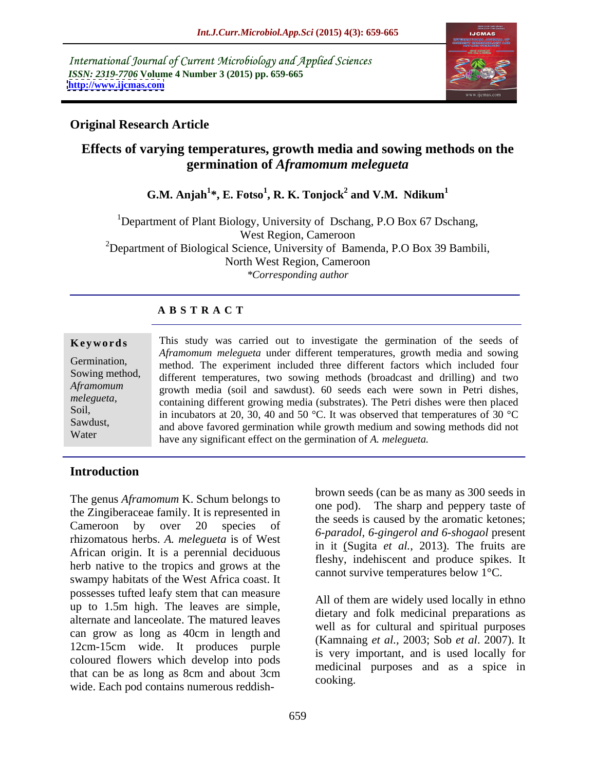International Journal of Current Microbiology and Applied Sciences
*ISSN: 2319-7706* **Volume 4 Number 3 (2015) pp. 659-665**
**http://www.ijcmas.com**

## Original Research Article

# Effects of varying temperatures, growth media and sowing methods on the germination of *Aframomum melegueta*

**G.M. Anjah[1]*, E. Fotso[1], R. K. Tonjock[2] and V.M. Ndikum[1]**

[1]Department of Plant Biology, University of Dschang, P.O Box 67 Dschang, West Region, Cameroon

[2]Department of Biological Science, University of Bamenda, P.O Box 39 Bambili, North West Region, Cameroon

*\*Corresponding author*

**A B S T R A C T**

**Keywords**

Germination, Sowing method, *Aframomum melegueta*, Soil, Sawdust, Water

This study was carried out to investigate the germination of the seeds of *Aframomum melegueta* under different temperatures, growth media and sowing method. The experiment included three different factors which included four different temperatures, two sowing methods (broadcast and drilling) and two growth media (soil and sawdust). 60 seeds each were sown in Petri dishes, containing different growing media (substrates). The Petri dishes were then placed in incubators at 20, 30, 40 and 50 °C. It was observed that temperatures of 30 °C and above favored germination while growth medium and sowing methods did not have any significant effect on the germination of *A. melegueta.*

## Introduction

The genus *Aframomum* K. Schum belongs to the Zingiberaceae family. It is represented in Cameroon by over 20 species of rhizomatous herbs. *A. melegueta* is of West African origin. It is a perennial deciduous herb native to the tropics and grows at the swampy habitats of the West Africa coast. It possesses tufted leafy stem that can measure up to 1.5m high. The leaves are simple, alternate and lanceolate. The matured leaves can grow as long as 40cm in length and 12cm-15cm wide. It produces purple coloured flowers which develop into pods that can be as long as 8cm and about 3cm wide. Each pod contains numerous reddish-brown seeds (can be as many as 300 seeds in one pod). The sharp and peppery taste of the seeds is caused by the aromatic ketones; *6-paradol, 6-gingerol and 6-shogaol* present in it (Sugita *et al.*, 2013). The fruits are fleshy, indehiscent and produce spikes. It cannot survive temperatures below 1°C.

All of them are widely used locally in ethno dietary and folk medicinal preparations as well as for cultural and spiritual purposes (Kamnaing *et al.,* 2003; Sob *et al*. 2007). It is very important, and is used locally for medicinal purposes and as a spice in cooking.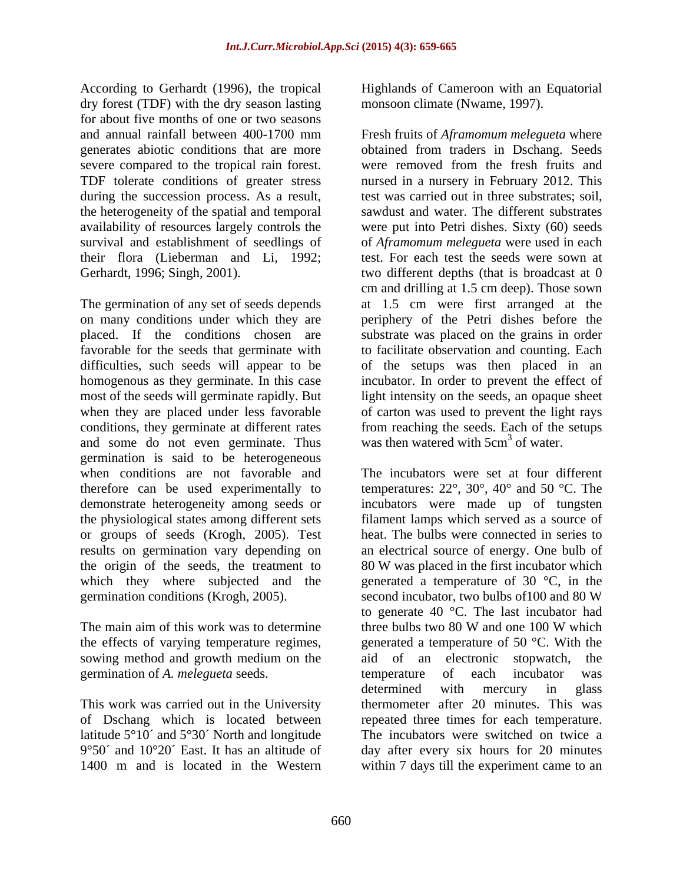According to Gerhardt (1996), the tropical dry forest (TDF) with the dry season lasting for about five months of one or two seasons and annual rainfall between 400-1700 mm generates abiotic conditions that are more severe compared to the tropical rain forest. TDF tolerate conditions of greater stress during the succession process. As a result, the heterogeneity of the spatial and temporal availability of resources largely controls the survival and establishment of seedlings of their flora (Lieberman and Li, 1992; Gerhardt, 1996; Singh, 2001).

The germination of any set of seeds depends on many conditions under which they are placed. If the conditions chosen are favorable for the seeds that germinate with difficulties, such seeds will appear to be homogenous as they germinate. In this case most of the seeds will germinate rapidly. But when they are placed under less favorable conditions, they germinate at different rates and some do not even germinate. Thus germination is said to be heterogeneous when conditions are not favorable and therefore can be used experimentally to demonstrate heterogeneity among seeds or the physiological states among different sets or groups of seeds (Krogh, 2005). Test results on germination vary depending on the origin of the seeds, the treatment to which they where subjected and the germination conditions (Krogh, 2005).

The main aim of this work was to determine the effects of varying temperature regimes, sowing method and growth medium on the germination of *A. melegueta* seeds.

This work was carried out in the University of Dschang which is located between latitude 5°10´ and 5°30´ North and longitude 9°50´ and 10°20´ East. It has an altitude of 1400 m and is located in the Western Highlands of Cameroon with an Equatorial monsoon climate (Nwame, 1997).

Fresh fruits of *Aframomum melegueta* where obtained from traders in Dschang. Seeds were removed from the fresh fruits and nursed in a nursery in February 2012. This test was carried out in three substrates; soil, sawdust and water. The different substrates were put into Petri dishes. Sixty (60) seeds of *Aframomum melegueta* were used in each test. For each test the seeds were sown at two different depths (that is broadcast at 0 cm and drilling at 1.5 cm deep). Those sown at 1.5 cm were first arranged at the periphery of the Petri dishes before the substrate was placed on the grains in order to facilitate observation and counting. Each of the setups was then placed in an incubator. In order to prevent the effect of light intensity on the seeds, an opaque sheet of carton was used to prevent the light rays from reaching the seeds. Each of the setups was then watered with 5cm$^3$ of water.

The incubators were set at four different temperatures: 22°, 30°, 40° and 50 °C. The incubators were made up of tungsten filament lamps which served as a source of heat. The bulbs were connected in series to an electrical source of energy. One bulb of 80 W was placed in the first incubator which generated a temperature of 30 °C, in the second incubator, two bulbs of100 and 80 W to generate 40 °C. The last incubator had three bulbs two 80 W and one 100 W which generated a temperature of 50 °C. With the aid of an electronic stopwatch, the temperature of each incubator was determined with mercury in glass thermometer after 20 minutes. This was repeated three times for each temperature. The incubators were switched on twice a day after every six hours for 20 minutes within 7 days till the experiment came to an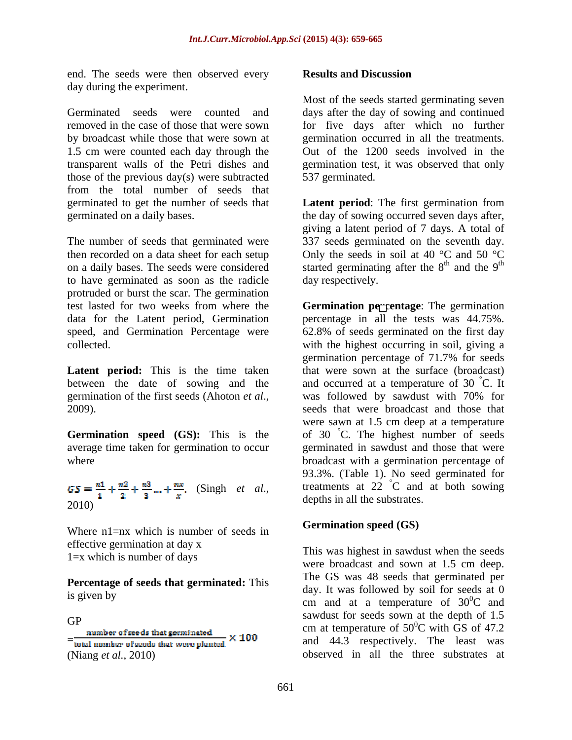end. The seeds were then observed every day during the experiment.

Germinated seeds were counted and removed in the case of those that were sown by broadcast while those that were sown at 1.5 cm were counted each day through the transparent walls of the Petri dishes and those of the previous day(s) were subtracted from the total number of seeds that germinated to get the number of seeds that germinated on a daily bases.

The number of seeds that germinated were then recorded on a data sheet for each setup on a daily bases. The seeds were considered to have germinated as soon as the radicle protruded or burst the scar. The germination test lasted for two weeks from where the data for the Latent period, Germination speed, and Germination Percentage were collected.

**Latent period:** This is the time taken between the date of sowing and the germination of the first seeds (Ahoton *et al.*, 2009).

**Germination speed (GS):** This is the average time taken for germination to occur where

$$GS = \frac{n1}{1} + \frac{n2}{2} + \frac{n3}{3} ... + \frac{nx}{x}$$

(Singh *et al.*, 2010)

Where n1=nx which is number of seeds in effective germination at day x
1=x which is number of days

**Percentage of seeds that germinated:** This is given by

$$GP = \frac{\text{number of seeds that germinated}}{\text{total number of seeds that were planted}} \times 100$$

(Niang *et al.*, 2010)

## Results and Discussion

Most of the seeds started germinating seven days after the day of sowing and continued for five days after which no further germination occurred in all the treatments. Out of the 1200 seeds involved in the germination test, it was observed that only 537 germinated.

**Latent period**: The first germination from the day of sowing occurred seven days after, giving a latent period of 7 days. A total of 337 seeds germinated on the seventh day. Only the seeds in soil at 40 °C and 50 °C started germinating after the 8th and the 9th day respectively.

**Germination percentage**: The germination percentage in all the tests was 44.75%. 62.8% of seeds germinated on the first day with the highest occurring in soil, giving a germination percentage of 71.7% for seeds that were sown at the surface (broadcast) and occurred at a temperature of 30 °C. It was followed by sawdust with 70% for seeds that were broadcast and those that were sawn at 1.5 cm deep at a temperature of 30 °C. The highest number of seeds germinated in sawdust and those that were broadcast with a germination percentage of 93.3%. (Table 1). No seed germinated for treatments at 22 °C and at both sowing depths in all the substrates.

### Germination speed (GS)

This was highest in sawdust when the seeds were broadcast and sown at 1.5 cm deep. The GS was 48 seeds that germinated per day. It was followed by soil for seeds at 0 cm and at a temperature of 30 °C and sawdust for seeds sown at the depth of 1.5 cm at temperature of 50 °C with GS of 47.2 and 44.3 respectively. The least was observed in all the three substrates at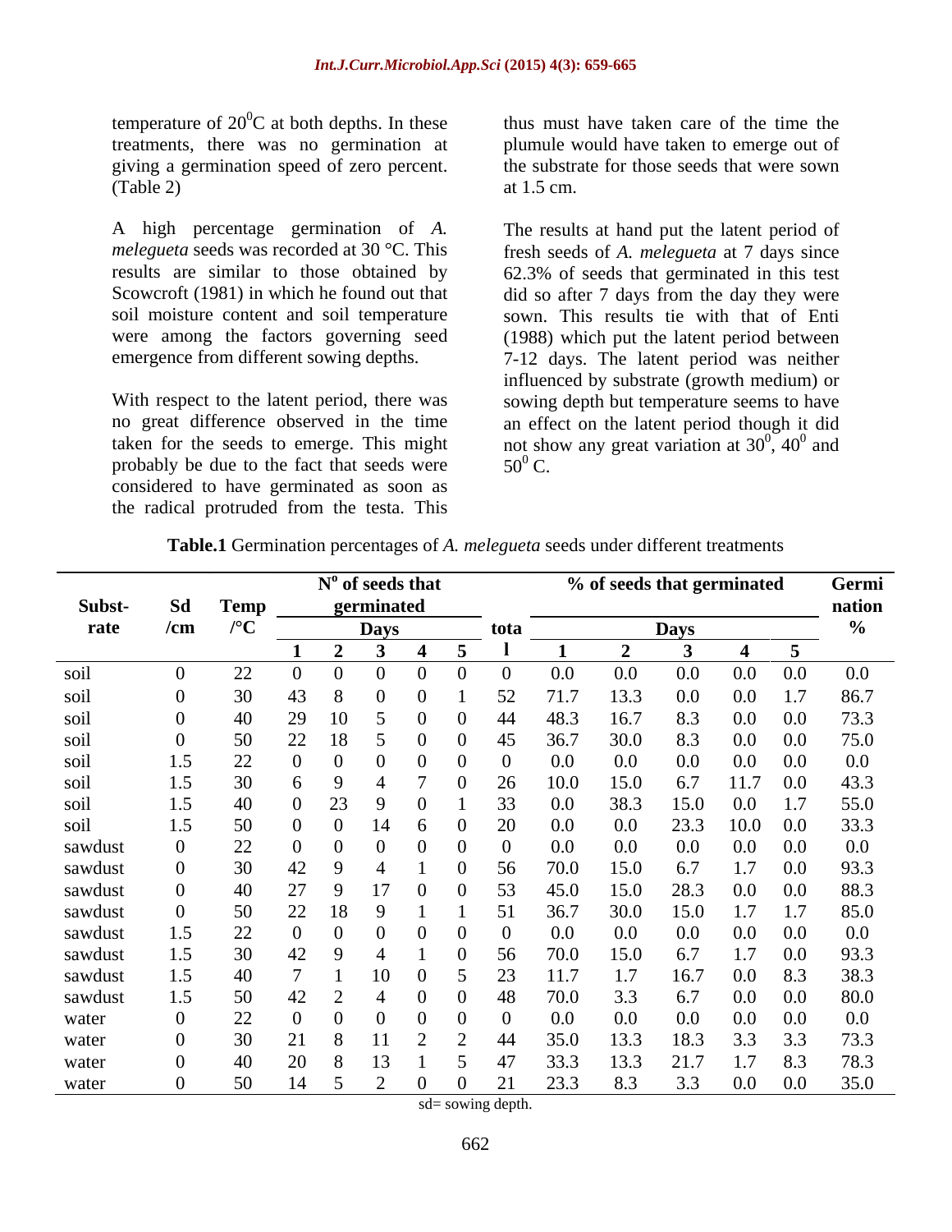temperature of 20$^0$C at both depths. In these treatments, there was no germination at giving a germination speed of zero percent. (Table 2)

A high percentage germination of *A. melegueta* seeds was recorded at 30 °C. This results are similar to those obtained by Scowcroft (1981) in which he found out that soil moisture content and soil temperature were among the factors governing seed emergence from different sowing depths.

With respect to the latent period, there was no great difference observed in the time taken for the seeds to emerge. This might probably be due to the fact that seeds were considered to have germinated as soon as the radical protruded from the testa. This thus must have taken care of the time the plumule would have taken to emerge out of the substrate for those seeds that were sown at 1.5 cm.

The results at hand put the latent period of fresh seeds of *A. melegueta* at 7 days since 62.3% of seeds that germinated in this test did so after 7 days from the day they were sown. This results tie with that of Enti (1988) which put the latent period between 7-12 days. The latent period was neither influenced by substrate (growth medium) or sowing depth but temperature seems to have an effect on the latent period though it did not show any great variation at 30$^0$, 40$^0$ and 50$^0$ C.

**Table.1** Germination percentages of *A. melegueta* seeds under different treatments

| Subst-rate | Sd /cm | Temp /°C | N$^o$ of seeds that germinated | | | | | total | % of seeds that germinated | | | | | Germi nation % |
|---|---|---|---|---|---|---|---|---|---|---|---|---|---|---|
| | | | Days | | | | | | Days | | | | | |
| | | | 1 | 2 | 3 | 4 | 5 | | 1 | 2 | 3 | 4 | 5 | |
| soil | 0 | 22 | 0 | 0 | 0 | 0 | 0 | 0 | 0.0 | 0.0 | 0.0 | 0.0 | 0.0 | 0.0 |
| soil | 0 | 30 | 43 | 8 | 0 | 0 | 1 | 52 | 71.7 | 13.3 | 0.0 | 0.0 | 1.7 | 86.7 |
| soil | 0 | 40 | 29 | 10 | 5 | 0 | 0 | 44 | 48.3 | 16.7 | 8.3 | 0.0 | 0.0 | 73.3 |
| soil | 0 | 50 | 22 | 18 | 5 | 0 | 0 | 45 | 36.7 | 30.0 | 8.3 | 0.0 | 0.0 | 75.0 |
| soil | 1.5 | 22 | 0 | 0 | 0 | 0 | 0 | 0 | 0.0 | 0.0 | 0.0 | 0.0 | 0.0 | 0.0 |
| soil | 1.5 | 30 | 6 | 9 | 4 | 7 | 0 | 26 | 10.0 | 15.0 | 6.7 | 11.7 | 0.0 | 43.3 |
| soil | 1.5 | 40 | 0 | 23 | 9 | 0 | 1 | 33 | 0.0 | 38.3 | 15.0 | 0.0 | 1.7 | 55.0 |
| soil | 1.5 | 50 | 0 | 0 | 14 | 6 | 0 | 20 | 0.0 | 0.0 | 23.3 | 10.0 | 0.0 | 33.3 |
| sawdust | 0 | 22 | 0 | 0 | 0 | 0 | 0 | 0 | 0.0 | 0.0 | 0.0 | 0.0 | 0.0 | 0.0 |
| sawdust | 0 | 30 | 42 | 9 | 4 | 1 | 0 | 56 | 70.0 | 15.0 | 6.7 | 1.7 | 0.0 | 93.3 |
| sawdust | 0 | 40 | 27 | 9 | 17 | 0 | 0 | 53 | 45.0 | 15.0 | 28.3 | 0.0 | 0.0 | 88.3 |
| sawdust | 0 | 50 | 22 | 18 | 9 | 1 | 1 | 51 | 36.7 | 30.0 | 15.0 | 1.7 | 1.7 | 85.0 |
| sawdust | 1.5 | 22 | 0 | 0 | 0 | 0 | 0 | 0 | 0.0 | 0.0 | 0.0 | 0.0 | 0.0 | 0.0 |
| sawdust | 1.5 | 30 | 42 | 9 | 4 | 1 | 0 | 56 | 70.0 | 15.0 | 6.7 | 1.7 | 0.0 | 93.3 |
| sawdust | 1.5 | 40 | 7 | 1 | 10 | 0 | 5 | 23 | 11.7 | 1.7 | 16.7 | 0.0 | 8.3 | 38.3 |
| sawdust | 1.5 | 50 | 42 | 2 | 4 | 0 | 0 | 48 | 70.0 | 3.3 | 6.7 | 0.0 | 0.0 | 80.0 |
| water | 0 | 22 | 0 | 0 | 0 | 0 | 0 | 0 | 0.0 | 0.0 | 0.0 | 0.0 | 0.0 | 0.0 |
| water | 0 | 30 | 21 | 8 | 11 | 2 | 2 | 44 | 35.0 | 13.3 | 18.3 | 3.3 | 3.3 | 73.3 |
| water | 0 | 40 | 20 | 8 | 13 | 1 | 5 | 47 | 33.3 | 13.3 | 21.7 | 1.7 | 8.3 | 78.3 |
| water | 0 | 50 | 14 | 5 | 2 | 0 | 0 | 21 | 23.3 | 8.3 | 3.3 | 0.0 | 0.0 | 35.0 |

sd= sowing depth.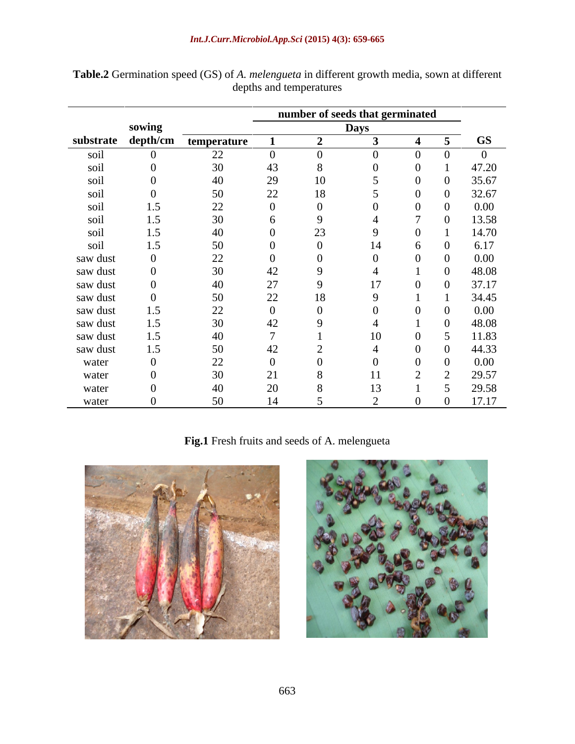**Table.2** Germination speed (GS) of *A. melengueta* in different growth media, sown at different depths and temperatures

| | | | number of seeds that germinated | | | | | |
|---|---|---|---|---|---|---|---|---|
| | sowing | | Days | | | | | |
| substrate | depth/cm | temperature | 1 | 2 | 3 | 4 | 5 | GS |
| soil | 0 | 22 | 0 | 0 | 0 | 0 | 0 | 0 |
| soil | 0 | 30 | 43 | 8 | 0 | 0 | 1 | 47.20 |
| soil | 0 | 40 | 29 | 10 | 5 | 0 | 0 | 35.67 |
| soil | 0 | 50 | 22 | 18 | 5 | 0 | 0 | 32.67 |
| soil | 1.5 | 22 | 0 | 0 | 0 | 0 | 0 | 0.00 |
| soil | 1.5 | 30 | 6 | 9 | 4 | 7 | 0 | 13.58 |
| soil | 1.5 | 40 | 0 | 23 | 9 | 0 | 1 | 14.70 |
| soil | 1.5 | 50 | 0 | 0 | 14 | 6 | 0 | 6.17 |
| saw dust | 0 | 22 | 0 | 0 | 0 | 0 | 0 | 0.00 |
| saw dust | 0 | 30 | 42 | 9 | 4 | 1 | 0 | 48.08 |
| saw dust | 0 | 40 | 27 | 9 | 17 | 0 | 0 | 37.17 |
| saw dust | 0 | 50 | 22 | 18 | 9 | 1 | 1 | 34.45 |
| saw dust | 1.5 | 22 | 0 | 0 | 0 | 0 | 0 | 0.00 |
| saw dust | 1.5 | 30 | 42 | 9 | 4 | 1 | 0 | 48.08 |
| saw dust | 1.5 | 40 | 7 | 1 | 10 | 0 | 5 | 11.83 |
| saw dust | 1.5 | 50 | 42 | 2 | 4 | 0 | 0 | 44.33 |
| water | 0 | 22 | 0 | 0 | 0 | 0 | 0 | 0.00 |
| water | 0 | 30 | 21 | 8 | 11 | 2 | 2 | 29.57 |
| water | 0 | 40 | 20 | 8 | 13 | 1 | 5 | 29.58 |
| water | 0 | 50 | 14 | 5 | 2 | 0 | 0 | 17.17 |

**Fig.1** Fresh fruits and seeds of A. melengueta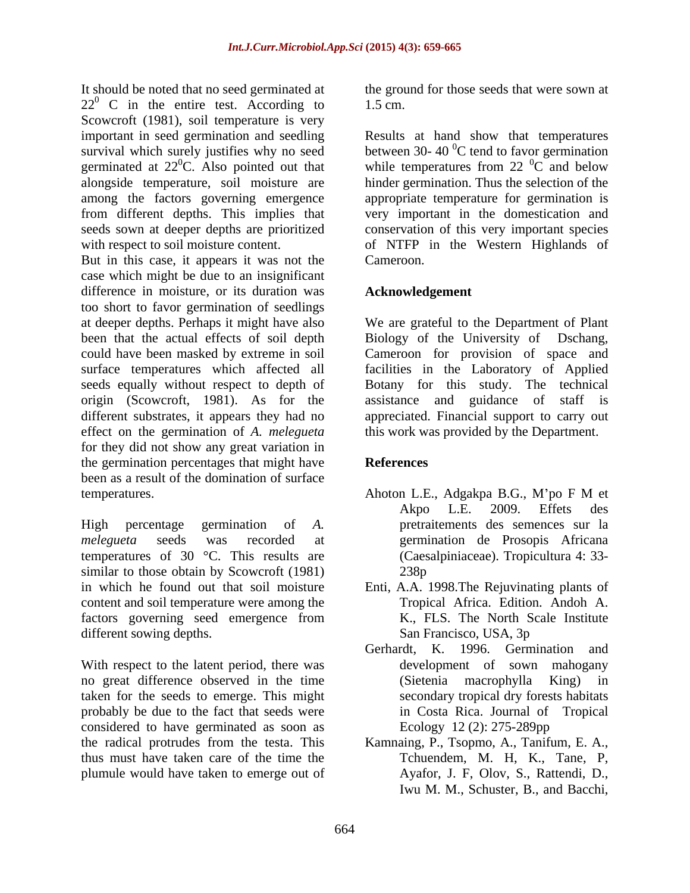It should be noted that no seed germinated at $22^0$ C in the entire test. According to Scowcroft (1981), soil temperature is very important in seed germination and seedling survival which surely justifies why no seed germinated at $22^0$C. Also pointed out that alongside temperature, soil moisture are among the factors governing emergence from different depths. This implies that seeds sown at deeper depths are prioritized with respect to soil moisture content.

But in this case, it appears it was not the case which might be due to an insignificant difference in moisture, or its duration was too short to favor germination of seedlings at deeper depths. Perhaps it might have also been that the actual effects of soil depth could have been masked by extreme in soil surface temperatures which affected all seeds equally without respect to depth of origin (Scowcroft, 1981). As for the different substrates, it appears they had no effect on the germination of *A. melegueta* for they did not show any great variation in the germination percentages that might have been as a result of the domination of surface temperatures.

High percentage germination of *A. melegueta* seeds was recorded at temperatures of 30 °C. This results are similar to those obtain by Scowcroft (1981) in which he found out that soil moisture content and soil temperature were among the factors governing seed emergence from different sowing depths.

With respect to the latent period, there was no great difference observed in the time taken for the seeds to emerge. This might probably be due to the fact that seeds were considered to have germinated as soon as the radical protrudes from the testa. This thus must have taken care of the time the plumule would have taken to emerge out of the ground for those seeds that were sown at 1.5 cm.

Results at hand show that temperatures between 30- 40 $^0$C tend to favor germination while temperatures from 22 $^0$C and below hinder germination. Thus the selection of the appropriate temperature for germination is very important in the domestication and conservation of this very important species of NTFP in the Western Highlands of Cameroon.

## Acknowledgement

We are grateful to the Department of Plant Biology of the University of Dschang, Cameroon for provision of space and facilities in the Laboratory of Applied Botany for this study. The technical assistance and guidance of staff is appreciated. Financial support to carry out this work was provided by the Department.

## References

Ahoton L.E., Adgakpa B.G., M'po F M et Akpo L.E. 2009. Effets des pretraitements des semences sur la germination de Prosopis Africana (Caesalpiniaceae). Tropicultura 4: 33-238p

Enti, A.A. 1998.The Rejuvinating plants of Tropical Africa. Edition. Andoh A. K., FLS. The North Scale Institute San Francisco, USA, 3p

Gerhardt, K. 1996. Germination and development of sown mahogany (Sietenia macrophylla King) in secondary tropical dry forests habitats in Costa Rica. Journal of Tropical Ecology 12 (2): 275-289pp

Kamnaing, P., Tsopmo, A., Tanifum, E. A., Tchuendem, M. H, K., Tane, P, Ayafor, J. F, Olov, S., Rattendi, D., Iwu M. M., Schuster, B., and Bacchi,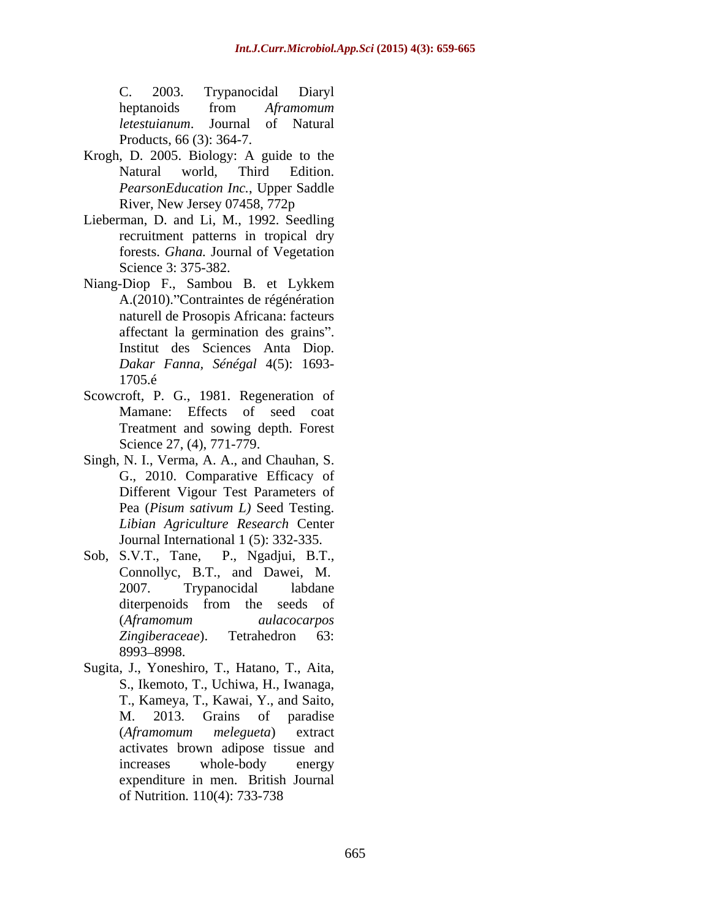C. 2003. Trypanocidal Diaryl heptanoids from *Aframomum letestuianum*. Journal of Natural Products, 66 (3): 364-7.

Krogh, D. 2005. Biology: A guide to the Natural world, Third Edition. *PearsonEducation Inc.*, Upper Saddle River, New Jersey 07458, 772p

Lieberman, D. and Li, M., 1992. Seedling recruitment patterns in tropical dry forests. *Ghana.* Journal of Vegetation Science 3: 375-382.

Niang-Diop F., Sambou B. et Lykkem A.(2010)."Contraintes de régénération naturell de Prosopis Africana: facteurs affectant la germination des grains". Institut des Sciences Anta Diop. *Dakar Fanna, Sénégal* 4(5): 1693-1705.é

Scowcroft, P. G., 1981. Regeneration of Mamane: Effects of seed coat Treatment and sowing depth. Forest Science 27, (4), 771-779.

Singh, N. I., Verma, A. A., and Chauhan, S. G., 2010. Comparative Efficacy of Different Vigour Test Parameters of Pea (*Pisum sativum L)* Seed Testing. *Libian Agriculture Research* Center Journal International 1 (5): 332-335.

Sob, S.V.T., Tane, P., Ngadjui, B.T., Connollyc, B.T., and Dawei, M. 2007. Trypanocidal labdane diterpenoids from the seeds of (*Aframomum aulacocarpos Zingiberaceae*). Tetrahedron 63: 8993–8998.

Sugita, J., Yoneshiro, T., Hatano, T., Aita, S., Ikemoto, T., Uchiwa, H., Iwanaga, T., Kameya, T., Kawai, Y., and Saito, M. 2013. Grains of paradise (*Aframomum melegueta*) extract activates brown adipose tissue and increases whole-body energy expenditure in men. British Journal of Nutrition. 110(4): 733-738